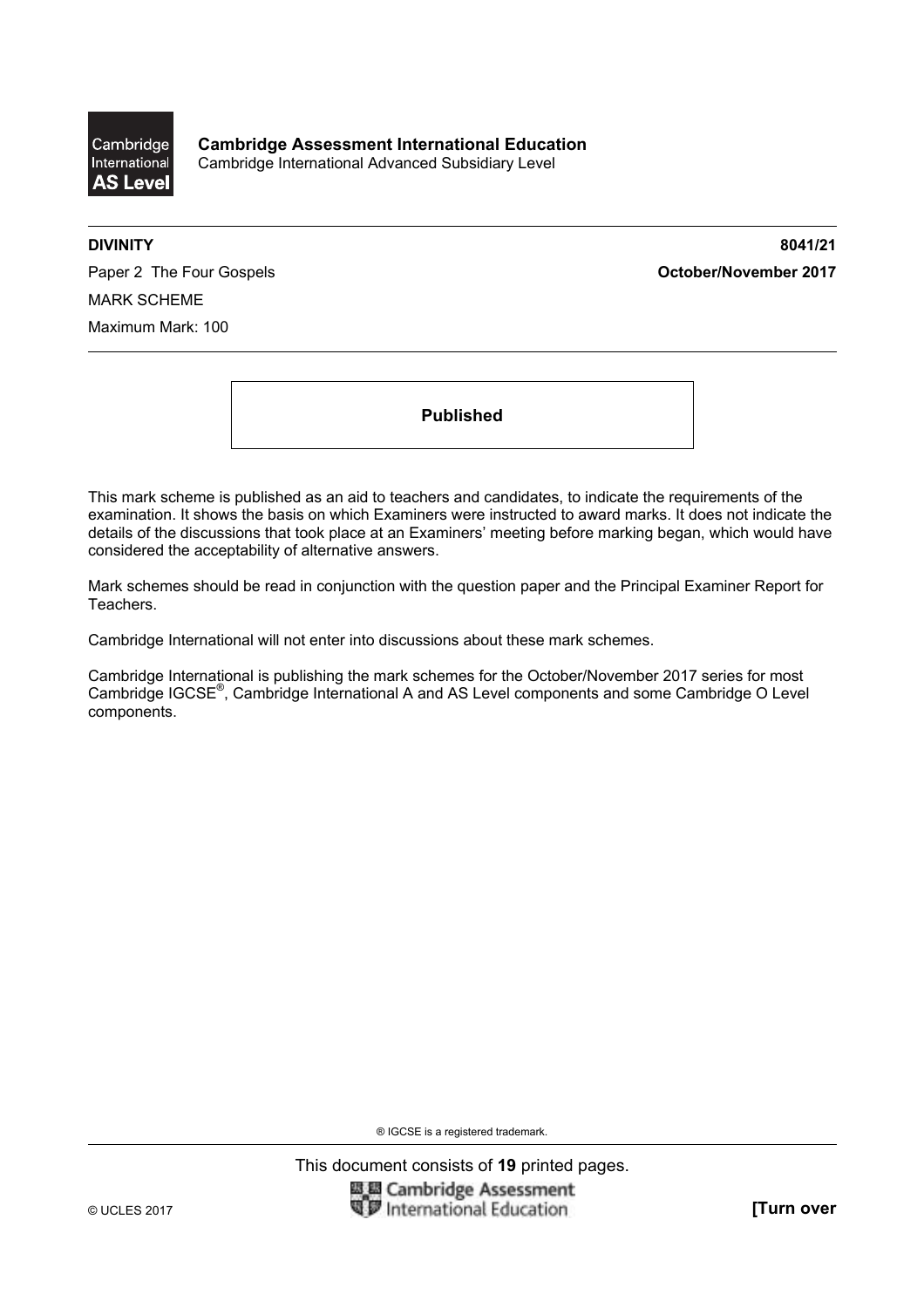**Cambridge Assessment International Education**
Cambridge International Advanced Subsidiary Level

**DIVINITY** **8041/21**

Paper 2 The Four Gospels **October/November 2017**

MARK SCHEME

Maximum Mark: 100

**Published**

This mark scheme is published as an aid to teachers and candidates, to indicate the requirements of the examination. It shows the basis on which Examiners were instructed to award marks. It does not indicate the details of the discussions that took place at an Examiners' meeting before marking began, which would have considered the acceptability of alternative answers.

Mark schemes should be read in conjunction with the question paper and the Principal Examiner Report for Teachers.

Cambridge International will not enter into discussions about these mark schemes.

Cambridge International is publishing the mark schemes for the October/November 2017 series for most Cambridge IGCSE®, Cambridge International A and AS Level components and some Cambridge O Level components.

® IGCSE is a registered trademark.

This document consists of **19** printed pages.

© UCLES 2017 **[Turn over**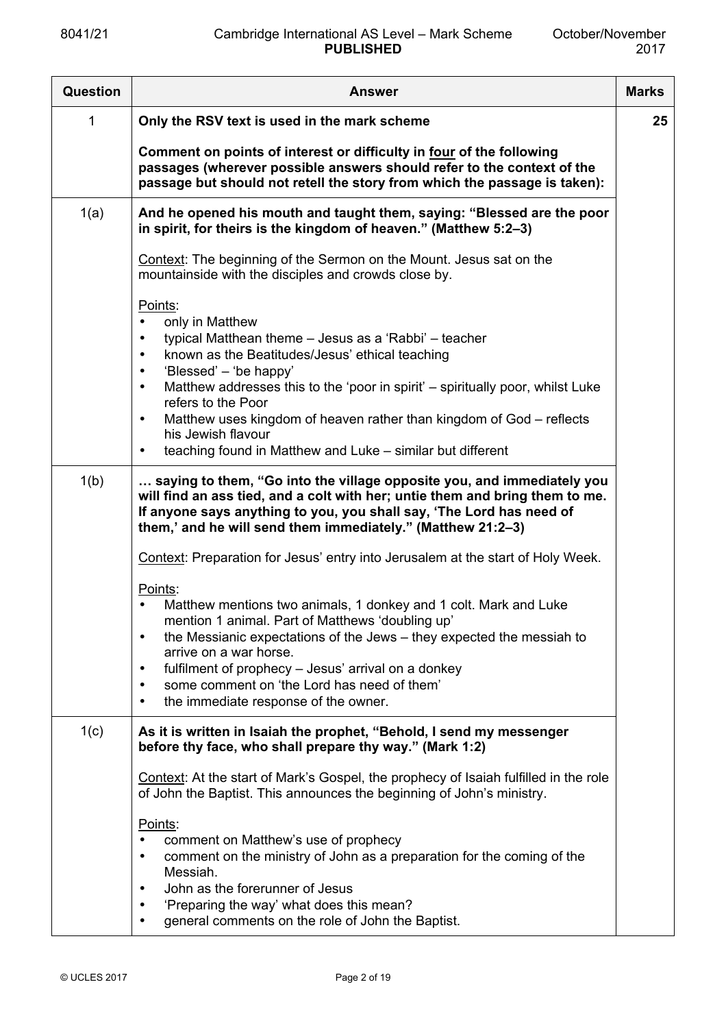| Question | Answer | Marks |
|---|---|---|
| 1 | **Only the RSV text is used in the mark scheme**<br><br>**Comment on points of interest or difficulty in four of the following passages (wherever possible answers should refer to the context of the passage but should not retell the story from which the passage is taken):** | **25** |
| 1(a) | **And he opened his mouth and taught them, saying: "Blessed are the poor in spirit, for theirs is the kingdom of heaven." (Matthew 5:2–3)**<br><br>Context: The beginning of the Sermon on the Mount. Jesus sat on the mountainside with the disciples and crowds close by.<br><br>Points:<br>• only in Matthew<br>• typical Matthean theme – Jesus as a 'Rabbi' – teacher<br>• known as the Beatitudes/Jesus' ethical teaching<br>• 'Blessed' – 'be happy'<br>• Matthew addresses this to the 'poor in spirit' – spiritually poor, whilst Luke refers to the Poor<br>• Matthew uses kingdom of heaven rather than kingdom of God – reflects his Jewish flavour<br>• teaching found in Matthew and Luke – similar but different | |
| 1(b) | **… saying to them, "Go into the village opposite you, and immediately you will find an ass tied, and a colt with her; untie them and bring them to me. If anyone says anything to you, you shall say, 'The Lord has need of them,' and he will send them immediately." (Matthew 21:2–3)**<br><br>Context: Preparation for Jesus' entry into Jerusalem at the start of Holy Week.<br><br>Points:<br>• Matthew mentions two animals, 1 donkey and 1 colt. Mark and Luke mention 1 animal. Part of Matthews 'doubling up'<br>• the Messianic expectations of the Jews – they expected the messiah to arrive on a war horse.<br>• fulfilment of prophecy – Jesus' arrival on a donkey<br>• some comment on 'the Lord has need of them'<br>• the immediate response of the owner. | |
| 1(c) | **As it is written in Isaiah the prophet, "Behold, I send my messenger before thy face, who shall prepare thy way." (Mark 1:2)**<br><br>Context: At the start of Mark's Gospel, the prophecy of Isaiah fulfilled in the role of John the Baptist. This announces the beginning of John's ministry.<br><br>Points:<br>• comment on Matthew's use of prophecy<br>• comment on the ministry of John as a preparation for the coming of the Messiah.<br>• John as the forerunner of Jesus<br>• 'Preparing the way' what does this mean?<br>• general comments on the role of John the Baptist. | |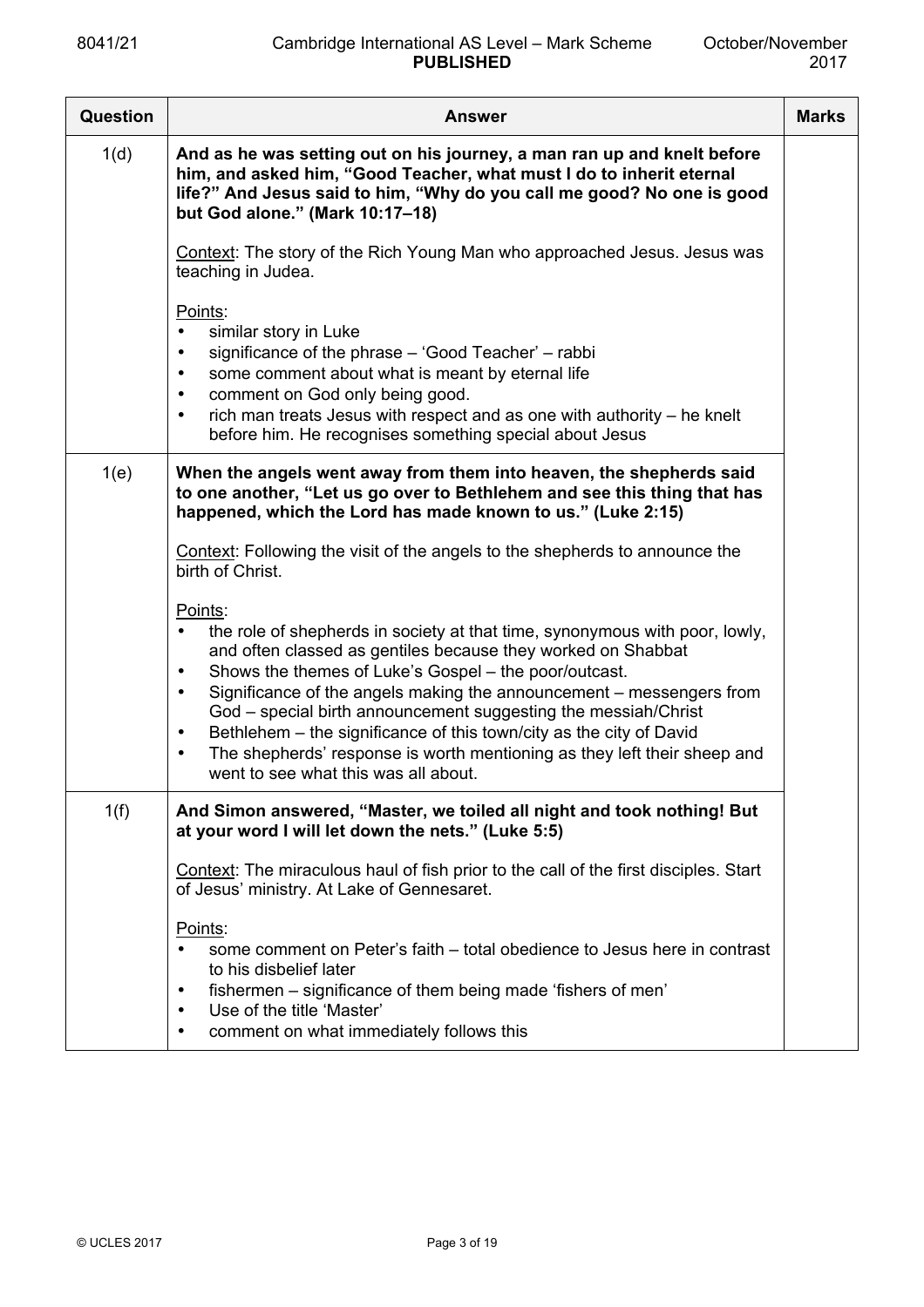| Question | Answer | Marks |
| --- | --- | --- |
| 1(d) | **And as he was setting out on his journey, a man ran up and knelt before him, and asked him, "Good Teacher, what must I do to inherit eternal life?" And Jesus said to him, "Why do you call me good? No one is good but God alone." (Mark 10:17–18)**<br><br>Context: The story of the Rich Young Man who approached Jesus. Jesus was teaching in Judea.<br><br>Points:<br>• similar story in Luke<br>• significance of the phrase – 'Good Teacher' – rabbi<br>• some comment about what is meant by eternal life<br>• comment on God only being good.<br>• rich man treats Jesus with respect and as one with authority – he knelt before him. He recognises something special about Jesus | |
| 1(e) | **When the angels went away from them into heaven, the shepherds said to one another, "Let us go over to Bethlehem and see this thing that has happened, which the Lord has made known to us." (Luke 2:15)**<br><br>Context: Following the visit of the angels to the shepherds to announce the birth of Christ.<br><br>Points:<br>• the role of shepherds in society at that time, synonymous with poor, lowly, and often classed as gentiles because they worked on Shabbat<br>• Shows the themes of Luke's Gospel – the poor/outcast.<br>• Significance of the angels making the announcement – messengers from God – special birth announcement suggesting the messiah/Christ<br>• Bethlehem – the significance of this town/city as the city of David<br>• The shepherds' response is worth mentioning as they left their sheep and went to see what this was all about. | |
| 1(f) | **And Simon answered, "Master, we toiled all night and took nothing! But at your word I will let down the nets." (Luke 5:5)**<br><br>Context: The miraculous haul of fish prior to the call of the first disciples. Start of Jesus' ministry. At Lake of Gennesaret.<br><br>Points:<br>• some comment on Peter's faith – total obedience to Jesus here in contrast to his disbelief later<br>• fishermen – significance of them being made 'fishers of men'<br>• Use of the title 'Master'<br>• comment on what immediately follows this | |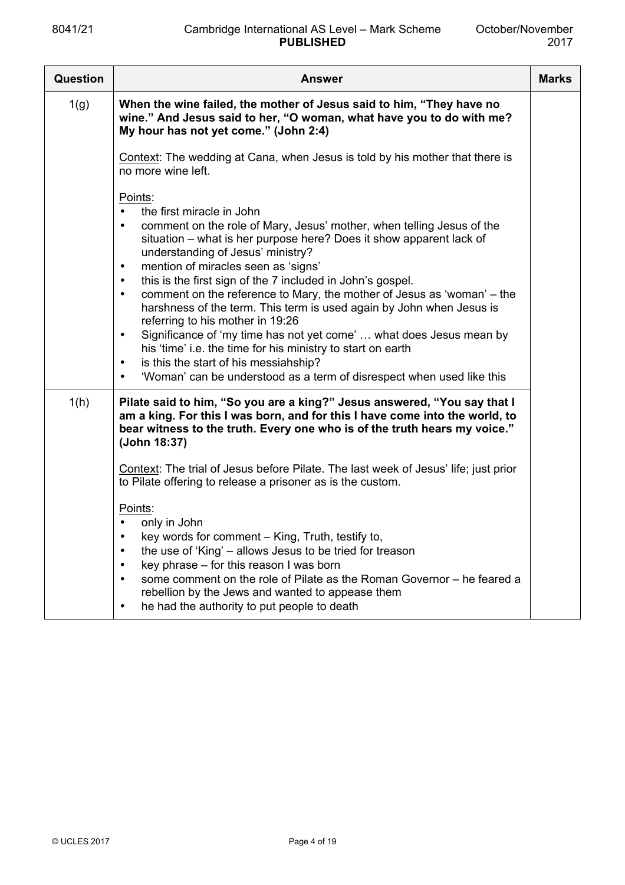| Question | Answer | Marks |
|---|---|---|
| 1(g) | **When the wine failed, the mother of Jesus said to him, "They have no wine." And Jesus said to her, "O woman, what have you to do with me? My hour has not yet come." (John 2:4)**<br><br><u>Context</u>: The wedding at Cana, when Jesus is told by his mother that there is no more wine left.<br><br><u>Points</u>:<br>• the first miracle in John<br>• comment on the role of Mary, Jesus' mother, when telling Jesus of the situation – what is her purpose here? Does it show apparent lack of understanding of Jesus' ministry?<br>• mention of miracles seen as 'signs'<br>• this is the first sign of the 7 included in John's gospel.<br>• comment on the reference to Mary, the mother of Jesus as 'woman' – the harshness of the term. This term is used again by John when Jesus is referring to his mother in 19:26<br>• Significance of 'my time has not yet come' … what does Jesus mean by his 'time' i.e. the time for his ministry to start on earth<br>• is this the start of his messiahship?<br>• 'Woman' can be understood as a term of disrespect when used like this | |
| 1(h) | **Pilate said to him, "So you are a king?" Jesus answered, "You say that I am a king. For this I was born, and for this I have come into the world, to bear witness to the truth. Every one who is of the truth hears my voice." (John 18:37)**<br><br><u>Context</u>: The trial of Jesus before Pilate. The last week of Jesus' life; just prior to Pilate offering to release a prisoner as is the custom.<br><br><u>Points</u>:<br>• only in John<br>• key words for comment – King, Truth, testify to,<br>• the use of 'King' – allows Jesus to be tried for treason<br>• key phrase – for this reason I was born<br>• some comment on the role of Pilate as the Roman Governor – he feared a rebellion by the Jews and wanted to appease them<br>• he had the authority to put people to death | |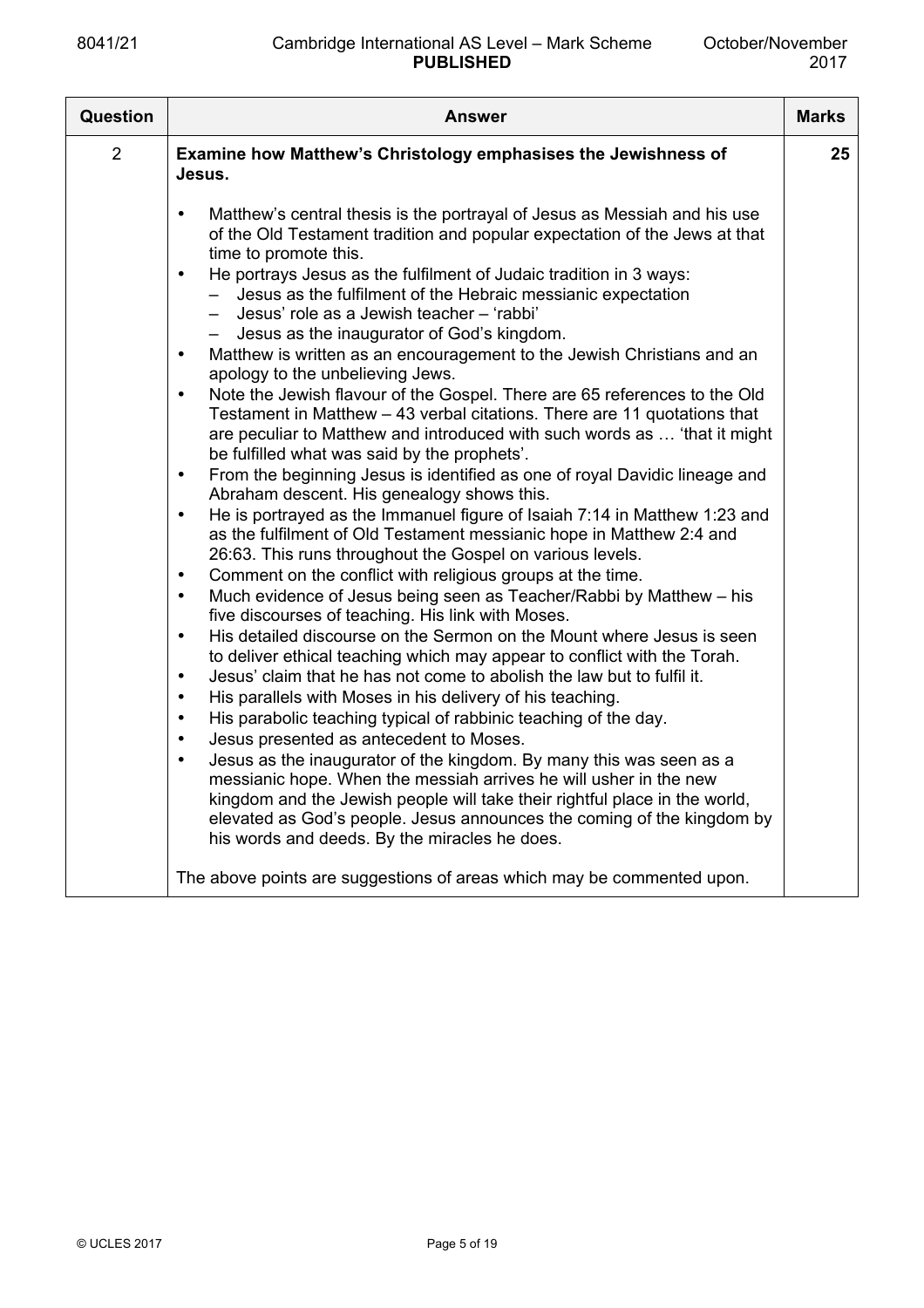| Question | Answer | Marks |
|---|---|---|
| 2 | **Examine how Matthew's Christology emphasises the Jewishness of Jesus.**<br><br>• Matthew's central thesis is the portrayal of Jesus as Messiah and his use of the Old Testament tradition and popular expectation of the Jews at that time to promote this.<br>• He portrays Jesus as the fulfilment of Judaic tradition in 3 ways:<br>&nbsp;&nbsp;– Jesus as the fulfilment of the Hebraic messianic expectation<br>&nbsp;&nbsp;– Jesus' role as a Jewish teacher – 'rabbi'<br>&nbsp;&nbsp;– Jesus as the inaugurator of God's kingdom.<br>• Matthew is written as an encouragement to the Jewish Christians and an apology to the unbelieving Jews.<br>• Note the Jewish flavour of the Gospel. There are 65 references to the Old Testament in Matthew – 43 verbal citations. There are 11 quotations that are peculiar to Matthew and introduced with such words as … 'that it might be fulfilled what was said by the prophets'.<br>• From the beginning Jesus is identified as one of royal Davidic lineage and Abraham descent. His genealogy shows this.<br>• He is portrayed as the Immanuel figure of Isaiah 7:14 in Matthew 1:23 and as the fulfilment of Old Testament messianic hope in Matthew 2:4 and 26:63. This runs throughout the Gospel on various levels.<br>• Comment on the conflict with religious groups at the time.<br>• Much evidence of Jesus being seen as Teacher/Rabbi by Matthew – his five discourses of teaching. His link with Moses.<br>• His detailed discourse on the Sermon on the Mount where Jesus is seen to deliver ethical teaching which may appear to conflict with the Torah.<br>• Jesus' claim that he has not come to abolish the law but to fulfil it.<br>• His parallels with Moses in his delivery of his teaching.<br>• His parabolic teaching typical of rabbinic teaching of the day.<br>• Jesus presented as antecedent to Moses.<br>• Jesus as the inaugurator of the kingdom. By many this was seen as a messianic hope. When the messiah arrives he will usher in the new kingdom and the Jewish people will take their rightful place in the world, elevated as God's people. Jesus announces the coming of the kingdom by his words and deeds. By the miracles he does.<br><br>The above points are suggestions of areas which may be commented upon. | 25 |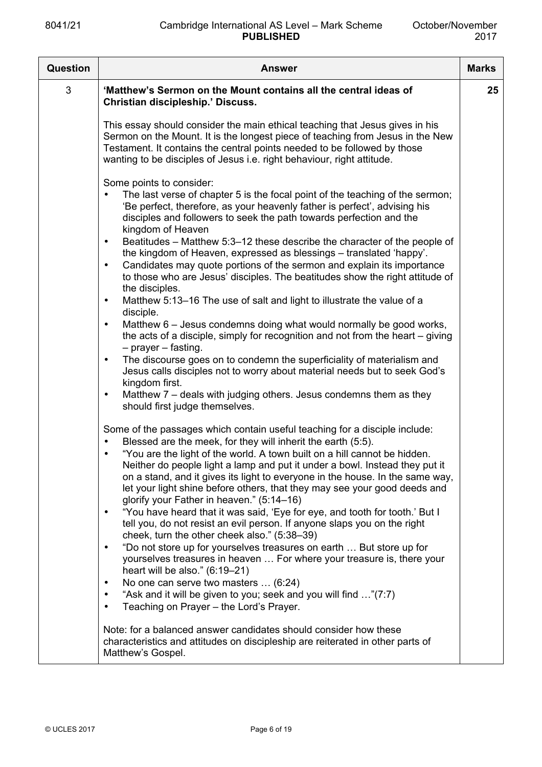| Question | Answer | Marks |
|---|---|---|
| 3 | **'Matthew's Sermon on the Mount contains all the central ideas of Christian discipleship.' Discuss.**<br><br>This essay should consider the main ethical teaching that Jesus gives in his Sermon on the Mount. It is the longest piece of teaching from Jesus in the New Testament. It contains the central points needed to be followed by those wanting to be disciples of Jesus i.e. right behaviour, right attitude.<br><br>Some points to consider:<br>• The last verse of chapter 5 is the focal point of the teaching of the sermon; 'Be perfect, therefore, as your heavenly father is perfect', advising his disciples and followers to seek the path towards perfection and the kingdom of Heaven<br>• Beatitudes – Matthew 5:3–12 these describe the character of the people of the kingdom of Heaven, expressed as blessings – translated 'happy'.<br>• Candidates may quote portions of the sermon and explain its importance to those who are Jesus' disciples. The beatitudes show the right attitude of the disciples.<br>• Matthew 5:13–16 The use of salt and light to illustrate the value of a disciple.<br>• Matthew 6 – Jesus condemns doing what would normally be good works, the acts of a disciple, simply for recognition and not from the heart – giving – prayer – fasting.<br>• The discourse goes on to condemn the superficiality of materialism and Jesus calls disciples not to worry about material needs but to seek God's kingdom first.<br>• Matthew 7 – deals with judging others. Jesus condemns them as they should first judge themselves.<br><br>Some of the passages which contain useful teaching for a disciple include:<br>• Blessed are the meek, for they will inherit the earth (5:5).<br>• "You are the light of the world. A town built on a hill cannot be hidden. Neither do people light a lamp and put it under a bowl. Instead they put it on a stand, and it gives its light to everyone in the house. In the same way, let your light shine before others, that they may see your good deeds and glorify your Father in heaven." (5:14–16)<br>• "You have heard that it was said, 'Eye for eye, and tooth for tooth.' But I tell you, do not resist an evil person. If anyone slaps you on the right cheek, turn the other cheek also." (5:38–39)<br>• "Do not store up for yourselves treasures on earth … But store up for yourselves treasures in heaven … For where your treasure is, there your heart will be also." (6:19–21)<br>• No one can serve two masters … (6:24)<br>• "Ask and it will be given to you; seek and you will find …"(7:7)<br>• Teaching on Prayer – the Lord's Prayer.<br><br>Note: for a balanced answer candidates should consider how these characteristics and attitudes on discipleship are reiterated in other parts of Matthew's Gospel. | 25 |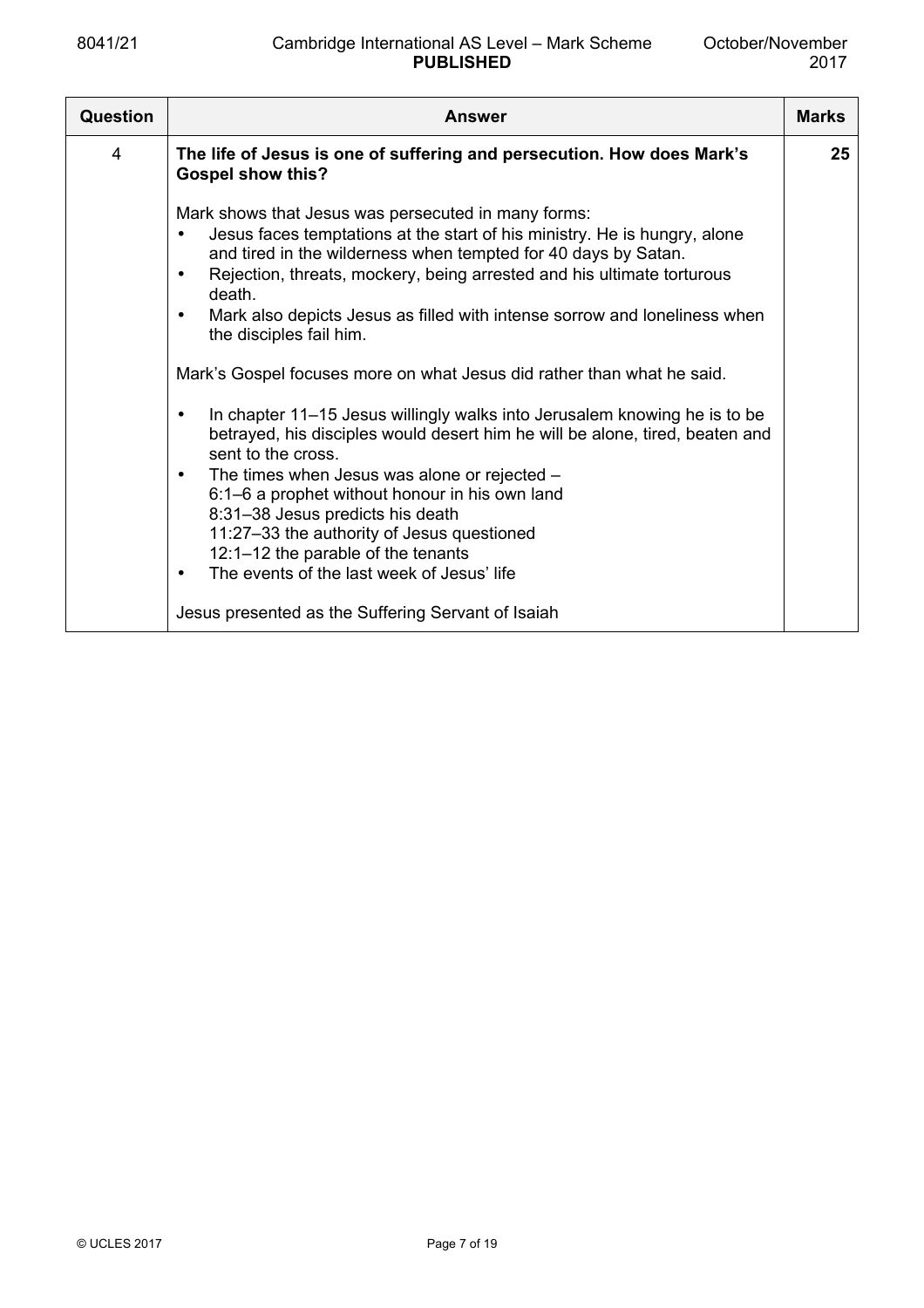| Question | Answer | Marks |
|---|---|---|
| 4 | **The life of Jesus is one of suffering and persecution. How does Mark's Gospel show this?**<br><br>Mark shows that Jesus was persecuted in many forms:<br>• Jesus faces temptations at the start of his ministry. He is hungry, alone and tired in the wilderness when tempted for 40 days by Satan.<br>• Rejection, threats, mockery, being arrested and his ultimate torturous death.<br>• Mark also depicts Jesus as filled with intense sorrow and loneliness when the disciples fail him.<br><br>Mark's Gospel focuses more on what Jesus did rather than what he said.<br><br>• In chapter 11–15 Jesus willingly walks into Jerusalem knowing he is to be betrayed, his disciples would desert him he will be alone, tired, beaten and sent to the cross.<br>• The times when Jesus was alone or rejected –<br>6:1–6 a prophet without honour in his own land<br>8:31–38 Jesus predicts his death<br>11:27–33 the authority of Jesus questioned<br>12:1–12 the parable of the tenants<br>• The events of the last week of Jesus' life<br><br>Jesus presented as the Suffering Servant of Isaiah | **25** |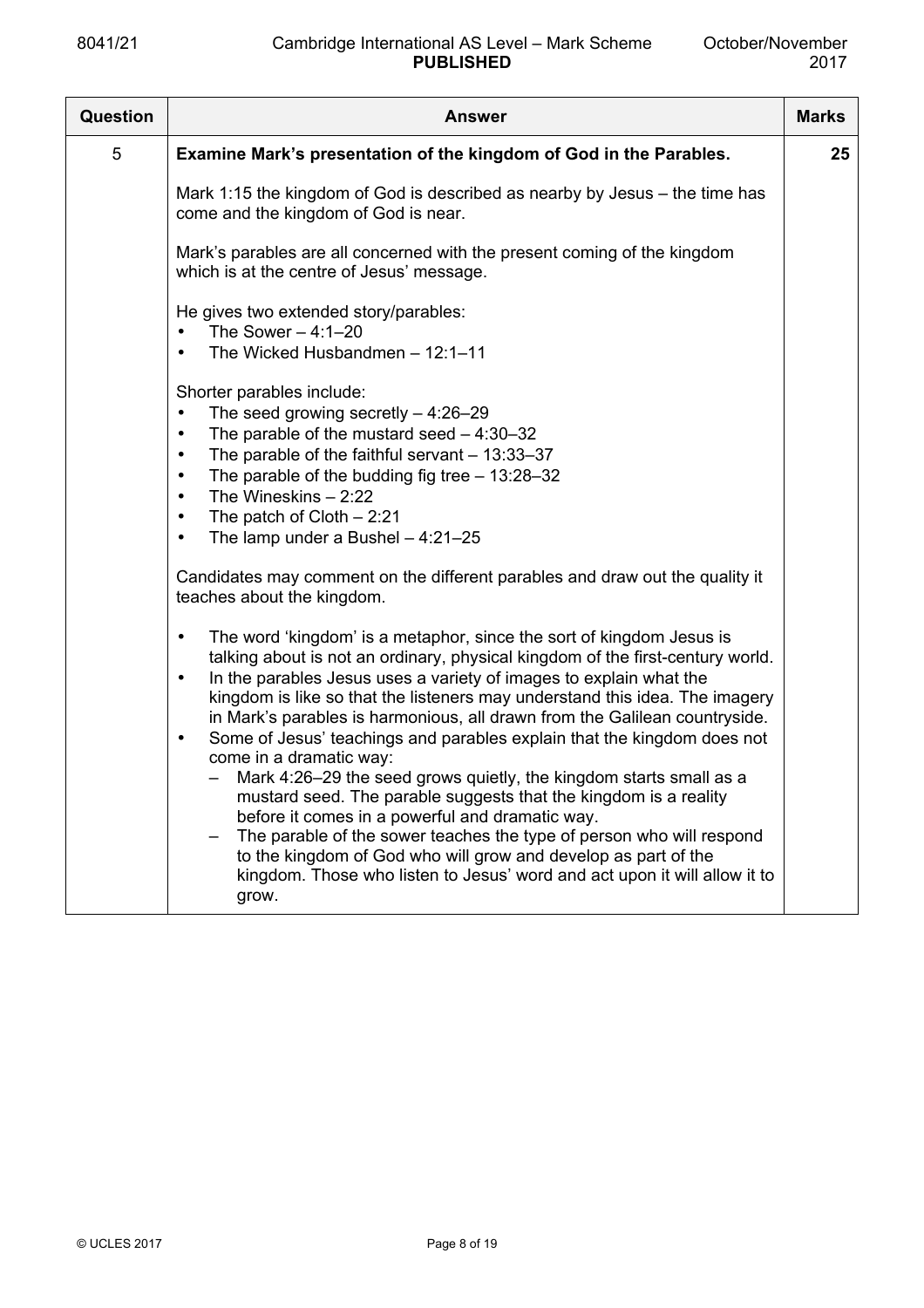| Question | Answer | Marks |
|---|---|---|
| 5 | **Examine Mark's presentation of the kingdom of God in the Parables.**<br><br>Mark 1:15 the kingdom of God is described as nearby by Jesus – the time has come and the kingdom of God is near.<br><br>Mark's parables are all concerned with the present coming of the kingdom which is at the centre of Jesus' message.<br><br>He gives two extended story/parables:<br>• The Sower – 4:1–20<br>• The Wicked Husbandmen – 12:1–11<br><br>Shorter parables include:<br>• The seed growing secretly – 4:26–29<br>• The parable of the mustard seed – 4:30–32<br>• The parable of the faithful servant – 13:33–37<br>• The parable of the budding fig tree – 13:28–32<br>• The Wineskins – 2:22<br>• The patch of Cloth – 2:21<br>• The lamp under a Bushel – 4:21–25<br><br>Candidates may comment on the different parables and draw out the quality it teaches about the kingdom.<br><br>• The word 'kingdom' is a metaphor, since the sort of kingdom Jesus is talking about is not an ordinary, physical kingdom of the first-century world.<br>• In the parables Jesus uses a variety of images to explain what the kingdom is like so that the listeners may understand this idea. The imagery in Mark's parables is harmonious, all drawn from the Galilean countryside.<br>• Some of Jesus' teachings and parables explain that the kingdom does not come in a dramatic way:<br>  – Mark 4:26–29 the seed grows quietly, the kingdom starts small as a mustard seed. The parable suggests that the kingdom is a reality before it comes in a powerful and dramatic way.<br>  – The parable of the sower teaches the type of person who will respond to the kingdom of God who will grow and develop as part of the kingdom. Those who listen to Jesus' word and act upon it will allow it to grow. | 25 |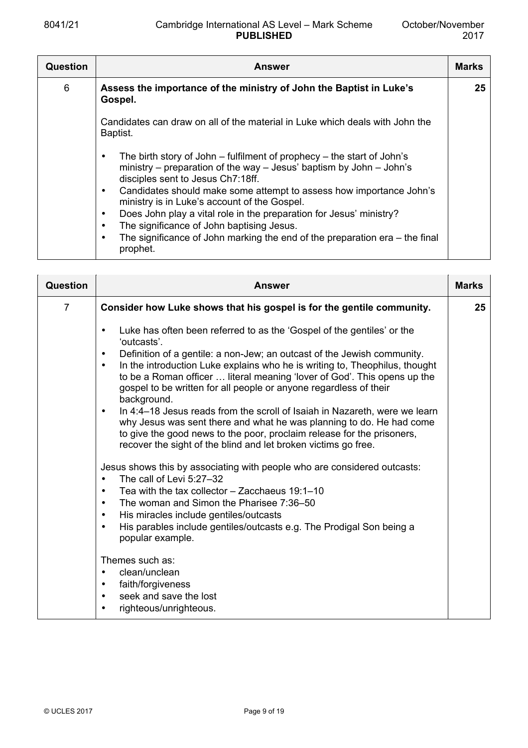| Question | Answer | Marks |
|---|---|---|
| 6 | **Assess the importance of the ministry of John the Baptist in Luke's Gospel.**<br><br>Candidates can draw on all of the material in Luke which deals with John the Baptist.<br><br>• The birth story of John – fulfilment of prophecy – the start of John's ministry – preparation of the way – Jesus' baptism by John – John's disciples sent to Jesus Ch7:18ff.<br>• Candidates should make some attempt to assess how importance John's ministry is in Luke's account of the Gospel.<br>• Does John play a vital role in the preparation for Jesus' ministry?<br>• The significance of John baptising Jesus.<br>• The significance of John marking the end of the preparation era – the final prophet. | **25** |

| Question | Answer | Marks |
|---|---|---|
| 7 | **Consider how Luke shows that his gospel is for the gentile community.**<br><br>• Luke has often been referred to as the 'Gospel of the gentiles' or the 'outcasts'.<br>• Definition of a gentile: a non-Jew; an outcast of the Jewish community.<br>• In the introduction Luke explains who he is writing to, Theophilus, thought to be a Roman officer … literal meaning 'lover of God'. This opens up the gospel to be written for all people or anyone regardless of their background.<br>• In 4:4–18 Jesus reads from the scroll of Isaiah in Nazareth, were we learn why Jesus was sent there and what he was planning to do. He had come to give the good news to the poor, proclaim release for the prisoners, recover the sight of the blind and let broken victims go free.<br><br>Jesus shows this by associating with people who are considered outcasts:<br>• The call of Levi 5:27–32<br>• Tea with the tax collector – Zacchaeus 19:1–10<br>• The woman and Simon the Pharisee 7:36–50<br>• His miracles include gentiles/outcasts<br>• His parables include gentiles/outcasts e.g. The Prodigal Son being a popular example.<br><br>Themes such as:<br>• clean/unclean<br>• faith/forgiveness<br>• seek and save the lost<br>• righteous/unrighteous. | **25** |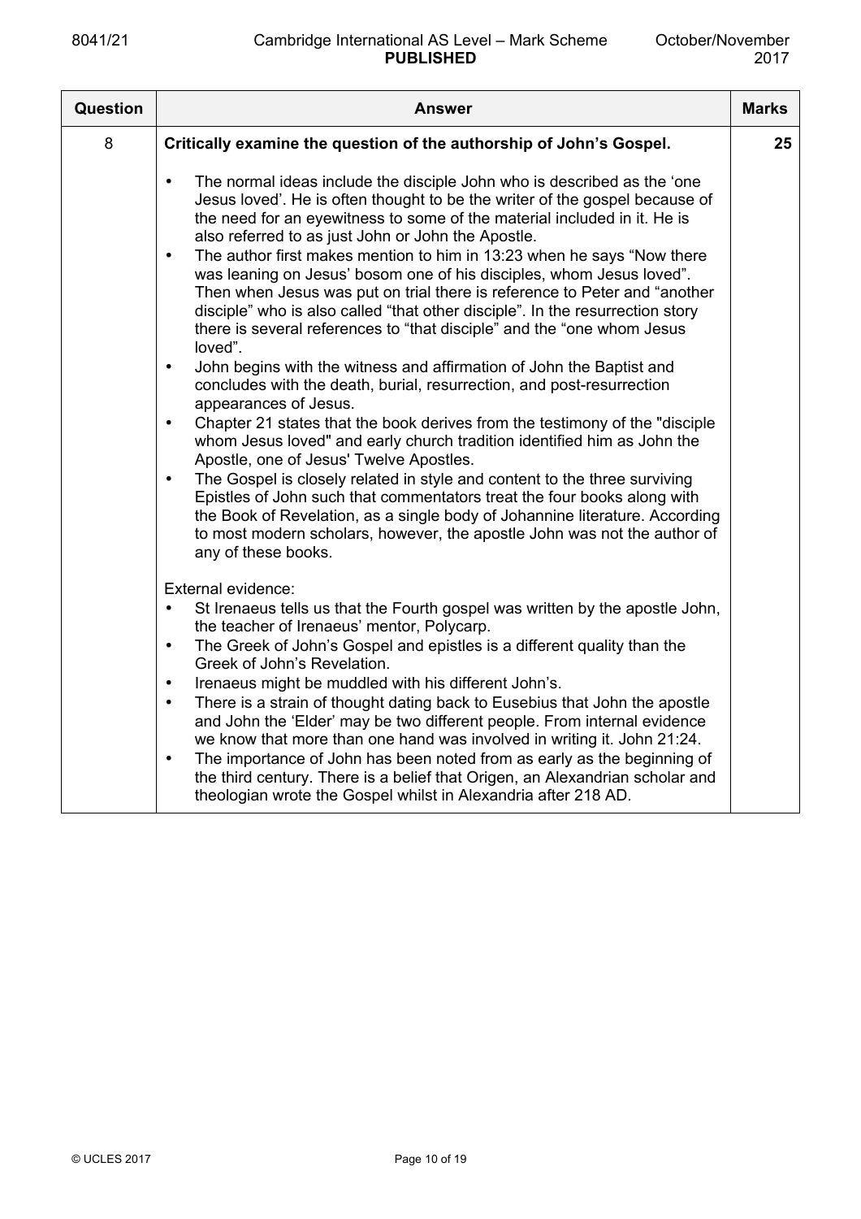| Question | Answer | Marks |
|---|---|---|
| 8 | **Critically examine the question of the authorship of John's Gospel.**<br><br>• The normal ideas include the disciple John who is described as the 'one Jesus loved'. He is often thought to be the writer of the gospel because of the need for an eyewitness to some of the material included in it. He is also referred to as just John or John the Apostle.<br>• The author first makes mention to him in 13:23 when he says "Now there was leaning on Jesus' bosom one of his disciples, whom Jesus loved". Then when Jesus was put on trial there is reference to Peter and "another disciple" who is also called "that other disciple". In the resurrection story there is several references to "that disciple" and the "one whom Jesus loved".<br>• John begins with the witness and affirmation of John the Baptist and concludes with the death, burial, resurrection, and post-resurrection appearances of Jesus.<br>• Chapter 21 states that the book derives from the testimony of the "disciple whom Jesus loved" and early church tradition identified him as John the Apostle, one of Jesus' Twelve Apostles.<br>• The Gospel is closely related in style and content to the three surviving Epistles of John such that commentators treat the four books along with the Book of Revelation, as a single body of Johannine literature. According to most modern scholars, however, the apostle John was not the author of any of these books.<br><br>External evidence:<br>• St Irenaeus tells us that the Fourth gospel was written by the apostle John, the teacher of Irenaeus' mentor, Polycarp.<br>• The Greek of John's Gospel and epistles is a different quality than the Greek of John's Revelation.<br>• Irenaeus might be muddled with his different John's.<br>• There is a strain of thought dating back to Eusebius that John the apostle and John the 'Elder' may be two different people. From internal evidence we know that more than one hand was involved in writing it. John 21:24.<br>• The importance of John has been noted from as early as the beginning of the third century. There is a belief that Origen, an Alexandrian scholar and theologian wrote the Gospel whilst in Alexandria after 218 AD. | 25 |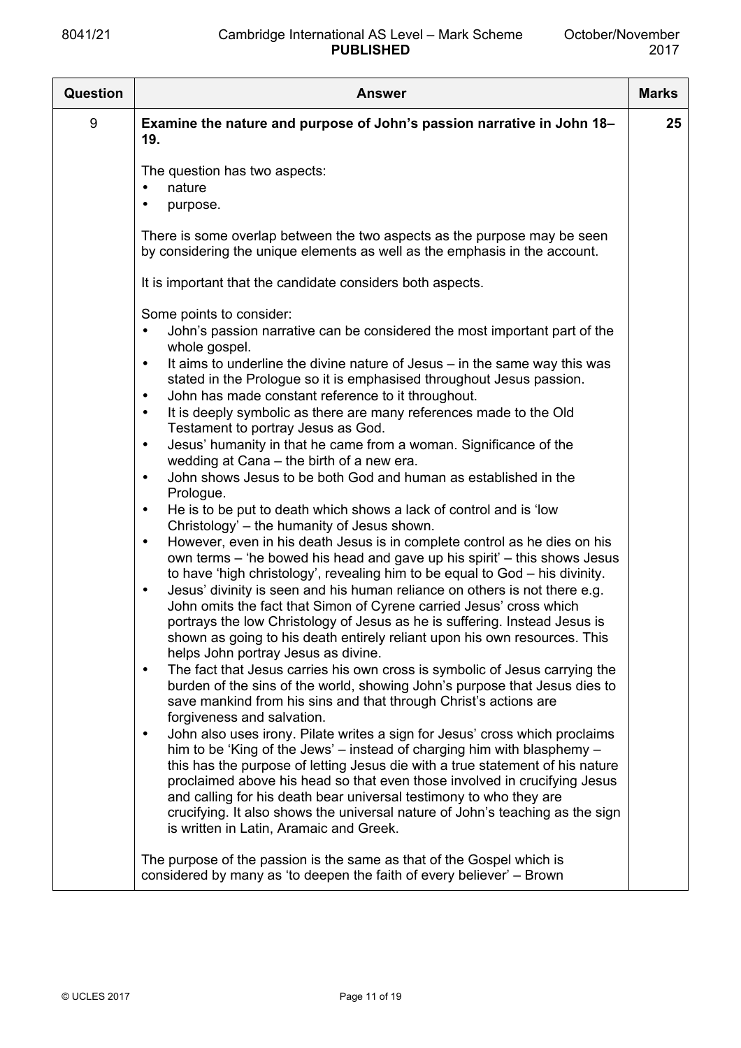| Question | Answer | Marks |
|---|---|---|
| 9 | **Examine the nature and purpose of John's passion narrative in John 18–19.**<br><br>The question has two aspects:<br>• nature<br>• purpose.<br><br>There is some overlap between the two aspects as the purpose may be seen by considering the unique elements as well as the emphasis in the account.<br><br>It is important that the candidate considers both aspects.<br><br>Some points to consider:<br>• John's passion narrative can be considered the most important part of the whole gospel.<br>• It aims to underline the divine nature of Jesus – in the same way this was stated in the Prologue so it is emphasised throughout Jesus passion.<br>• John has made constant reference to it throughout.<br>• It is deeply symbolic as there are many references made to the Old Testament to portray Jesus as God.<br>• Jesus' humanity in that he came from a woman. Significance of the wedding at Cana – the birth of a new era.<br>• John shows Jesus to be both God and human as established in the Prologue.<br>• He is to be put to death which shows a lack of control and is 'low Christology' – the humanity of Jesus shown.<br>• However, even in his death Jesus is in complete control as he dies on his own terms – 'he bowed his head and gave up his spirit' – this shows Jesus to have 'high christology', revealing him to be equal to God – his divinity.<br>• Jesus' divinity is seen and his human reliance on others is not there e.g. John omits the fact that Simon of Cyrene carried Jesus' cross which portrays the low Christology of Jesus as he is suffering. Instead Jesus is shown as going to his death entirely reliant upon his own resources. This helps John portray Jesus as divine.<br>• The fact that Jesus carries his own cross is symbolic of Jesus carrying the burden of the sins of the world, showing John's purpose that Jesus dies to save mankind from his sins and that through Christ's actions are forgiveness and salvation.<br>• John also uses irony. Pilate writes a sign for Jesus' cross which proclaims him to be 'King of the Jews' – instead of charging him with blasphemy – this has the purpose of letting Jesus die with a true statement of his nature proclaimed above his head so that even those involved in crucifying Jesus and calling for his death bear universal testimony to who they are crucifying. It also shows the universal nature of John's teaching as the sign is written in Latin, Aramaic and Greek.<br><br>The purpose of the passion is the same as that of the Gospel which is considered by many as 'to deepen the faith of every believer' – Brown | 25 |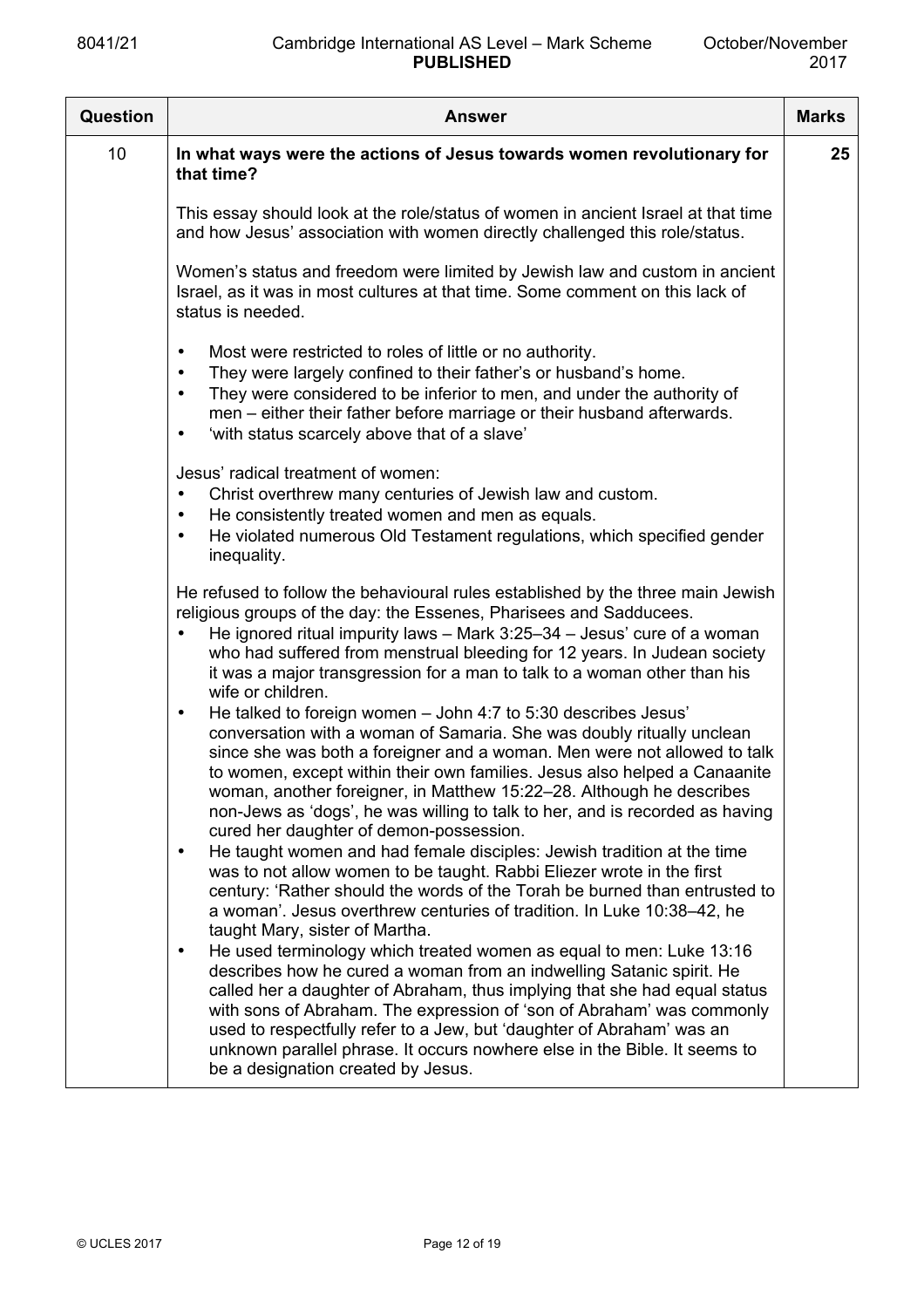| Question | Answer | Marks |
|---|---|---|
| 10 | **In what ways were the actions of Jesus towards women revolutionary for that time?**<br><br>This essay should look at the role/status of women in ancient Israel at that time and how Jesus' association with women directly challenged this role/status.<br><br>Women's status and freedom were limited by Jewish law and custom in ancient Israel, as it was in most cultures at that time. Some comment on this lack of status is needed.<br><br>• Most were restricted to roles of little or no authority.<br>• They were largely confined to their father's or husband's home.<br>• They were considered to be inferior to men, and under the authority of men – either their father before marriage or their husband afterwards.<br>• 'with status scarcely above that of a slave'<br><br>Jesus' radical treatment of women:<br>• Christ overthrew many centuries of Jewish law and custom.<br>• He consistently treated women and men as equals.<br>• He violated numerous Old Testament regulations, which specified gender inequality.<br><br>He refused to follow the behavioural rules established by the three main Jewish religious groups of the day: the Essenes, Pharisees and Sadducees.<br>• He ignored ritual impurity laws – Mark 3:25–34 – Jesus' cure of a woman who had suffered from menstrual bleeding for 12 years. In Judean society it was a major transgression for a man to talk to a woman other than his wife or children.<br>• He talked to foreign women – John 4:7 to 5:30 describes Jesus' conversation with a woman of Samaria. She was doubly ritually unclean since she was both a foreigner and a woman. Men were not allowed to talk to women, except within their own families. Jesus also helped a Canaanite woman, another foreigner, in Matthew 15:22–28. Although he describes non-Jews as 'dogs', he was willing to talk to her, and is recorded as having cured her daughter of demon-possession.<br>• He taught women and had female disciples: Jewish tradition at the time was to not allow women to be taught. Rabbi Eliezer wrote in the first century: 'Rather should the words of the Torah be burned than entrusted to a woman'. Jesus overthrew centuries of tradition. In Luke 10:38–42, he taught Mary, sister of Martha.<br>• He used terminology which treated women as equal to men: Luke 13:16 describes how he cured a woman from an indwelling Satanic spirit. He called her a daughter of Abraham, thus implying that she had equal status with sons of Abraham. The expression of 'son of Abraham' was commonly used to respectfully refer to a Jew, but 'daughter of Abraham' was an unknown parallel phrase. It occurs nowhere else in the Bible. It seems to be a designation created by Jesus. | 25 |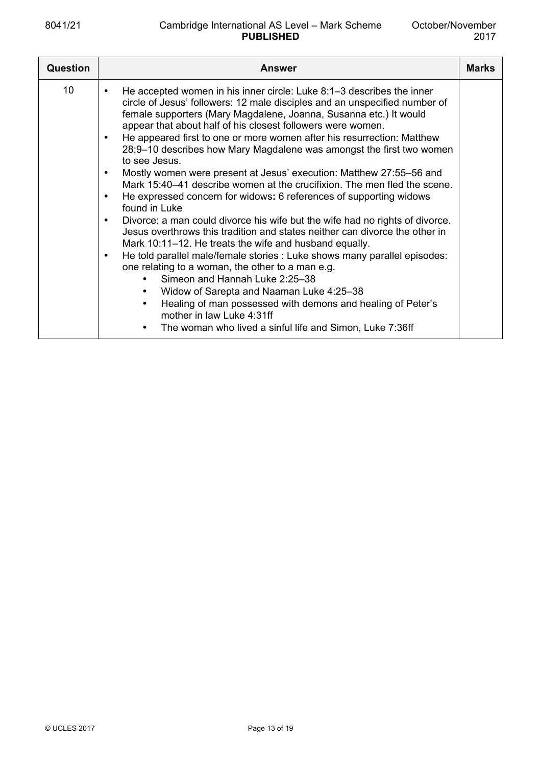| Question | Answer | Marks |
|---|---|---|
| 10 | • He accepted women in his inner circle: Luke 8:1–3 describes the inner circle of Jesus' followers: 12 male disciples and an unspecified number of female supporters (Mary Magdalene, Joanna, Susanna etc.) It would appear that about half of his closest followers were women.<br>• He appeared first to one or more women after his resurrection: Matthew 28:9–10 describes how Mary Magdalene was amongst the first two women to see Jesus.<br>• Mostly women were present at Jesus' execution: Matthew 27:55–56 and Mark 15:40–41 describe women at the crucifixion. The men fled the scene.<br>• He expressed concern for widows**:** 6 references of supporting widows found in Luke<br>• Divorce: a man could divorce his wife but the wife had no rights of divorce. Jesus overthrows this tradition and states neither can divorce the other in Mark 10:11–12. He treats the wife and husband equally.<br>• He told parallel male/female stories : Luke shows many parallel episodes: one relating to a woman, the other to a man e.g.<br>&nbsp;&nbsp;&nbsp;&nbsp;• Simeon and Hannah Luke 2:25–38<br>&nbsp;&nbsp;&nbsp;&nbsp;• Widow of Sarepta and Naaman Luke 4:25–38<br>&nbsp;&nbsp;&nbsp;&nbsp;• Healing of man possessed with demons and healing of Peter's mother in law Luke 4:31ff<br>&nbsp;&nbsp;&nbsp;&nbsp;• The woman who lived a sinful life and Simon, Luke 7:36ff | |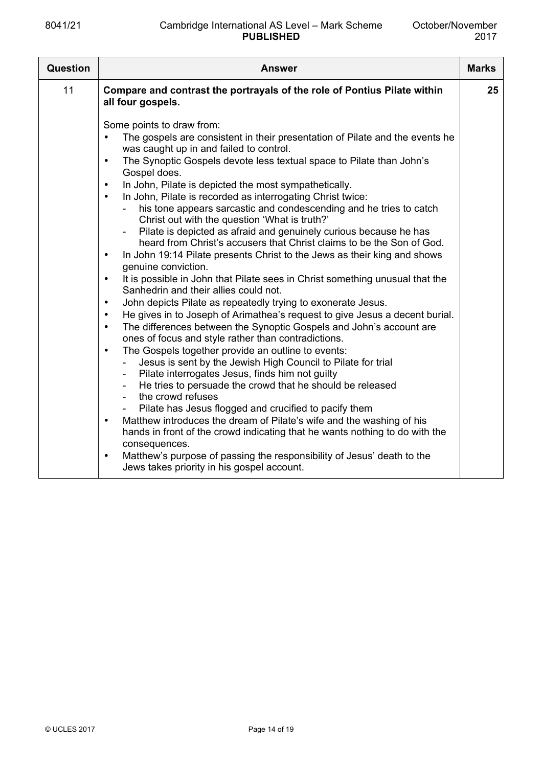| Question | Answer | Marks |
|---|---|---|
| 11 | **Compare and contrast the portrayals of the role of Pontius Pilate within all four gospels.**<br><br>Some points to draw from:<br>• The gospels are consistent in their presentation of Pilate and the events he was caught up in and failed to control.<br>• The Synoptic Gospels devote less textual space to Pilate than John's Gospel does.<br>• In John, Pilate is depicted the most sympathetically.<br>• In John, Pilate is recorded as interrogating Christ twice:<br>  - his tone appears sarcastic and condescending and he tries to catch Christ out with the question 'What is truth?'<br>  - Pilate is depicted as afraid and genuinely curious because he has heard from Christ's accusers that Christ claims to be the Son of God.<br>• In John 19:14 Pilate presents Christ to the Jews as their king and shows genuine conviction.<br>• It is possible in John that Pilate sees in Christ something unusual that the Sanhedrin and their allies could not.<br>• John depicts Pilate as repeatedly trying to exonerate Jesus.<br>• He gives in to Joseph of Arimathea's request to give Jesus a decent burial.<br>• The differences between the Synoptic Gospels and John's account are ones of focus and style rather than contradictions.<br>• The Gospels together provide an outline to events:<br>  - Jesus is sent by the Jewish High Council to Pilate for trial<br>  - Pilate interrogates Jesus, finds him not guilty<br>  - He tries to persuade the crowd that he should be released<br>  - the crowd refuses<br>  - Pilate has Jesus flogged and crucified to pacify them<br>• Matthew introduces the dream of Pilate's wife and the washing of his hands in front of the crowd indicating that he wants nothing to do with the consequences.<br>• Matthew's purpose of passing the responsibility of Jesus' death to the Jews takes priority in his gospel account. | 25 |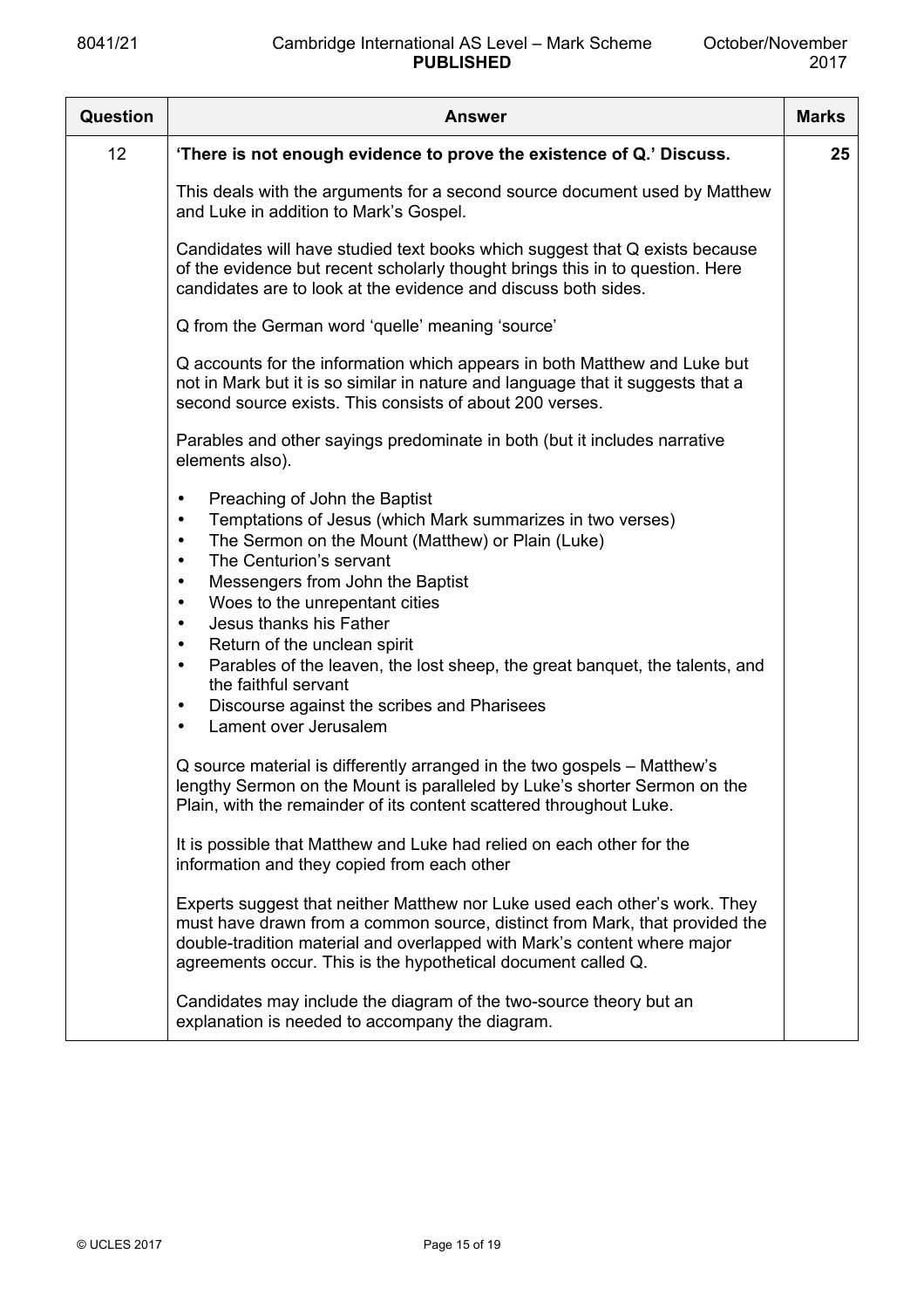| Question | Answer | Marks |
|---|---|---|
| 12 | **'There is not enough evidence to prove the existence of Q.' Discuss.**<br><br>This deals with the arguments for a second source document used by Matthew and Luke in addition to Mark's Gospel.<br><br>Candidates will have studied text books which suggest that Q exists because of the evidence but recent scholarly thought brings this in to question. Here candidates are to look at the evidence and discuss both sides.<br><br>Q from the German word 'quelle' meaning 'source'<br><br>Q accounts for the information which appears in both Matthew and Luke but not in Mark but it is so similar in nature and language that it suggests that a second source exists. This consists of about 200 verses.<br><br>Parables and other sayings predominate in both (but it includes narrative elements also).<br><br>• Preaching of John the Baptist<br>• Temptations of Jesus (which Mark summarizes in two verses)<br>• The Sermon on the Mount (Matthew) or Plain (Luke)<br>• The Centurion's servant<br>• Messengers from John the Baptist<br>• Woes to the unrepentant cities<br>• Jesus thanks his Father<br>• Return of the unclean spirit<br>• Parables of the leaven, the lost sheep, the great banquet, the talents, and the faithful servant<br>• Discourse against the scribes and Pharisees<br>• Lament over Jerusalem<br><br>Q source material is differently arranged in the two gospels – Matthew's lengthy Sermon on the Mount is paralleled by Luke's shorter Sermon on the Plain, with the remainder of its content scattered throughout Luke.<br><br>It is possible that Matthew and Luke had relied on each other for the information and they copied from each other<br><br>Experts suggest that neither Matthew nor Luke used each other's work. They must have drawn from a common source, distinct from Mark, that provided the double-tradition material and overlapped with Mark's content where major agreements occur. This is the hypothetical document called Q.<br><br>Candidates may include the diagram of the two-source theory but an explanation is needed to accompany the diagram. | 25 |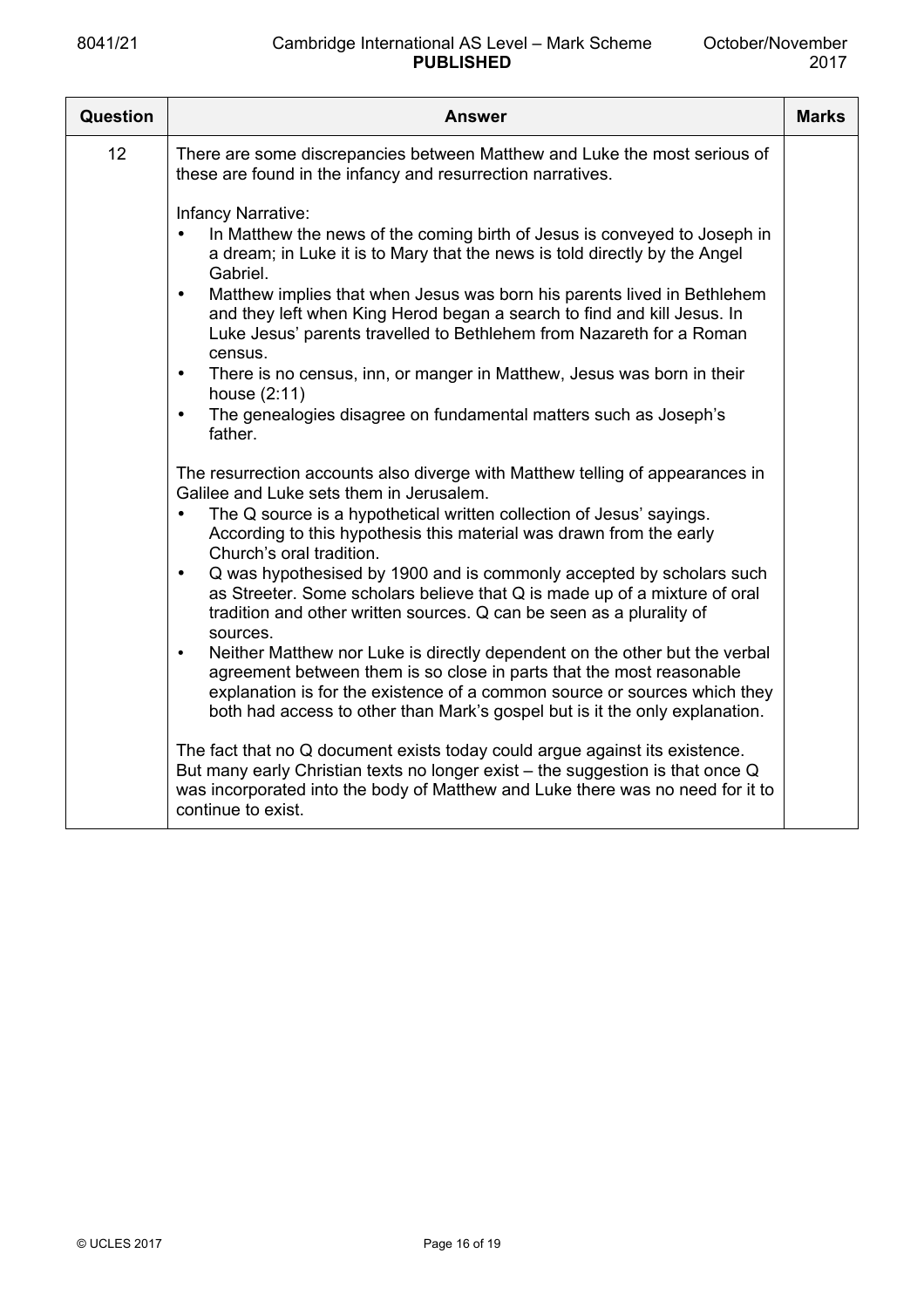| Question | Answer | Marks |
|---|---|---|
| 12 | There are some discrepancies between Matthew and Luke the most serious of these are found in the infancy and resurrection narratives.<br><br>Infancy Narrative:<br>• In Matthew the news of the coming birth of Jesus is conveyed to Joseph in a dream; in Luke it is to Mary that the news is told directly by the Angel Gabriel.<br>• Matthew implies that when Jesus was born his parents lived in Bethlehem and they left when King Herod began a search to find and kill Jesus. In Luke Jesus' parents travelled to Bethlehem from Nazareth for a Roman census.<br>• There is no census, inn, or manger in Matthew, Jesus was born in their house (2:11)<br>• The genealogies disagree on fundamental matters such as Joseph's father.<br><br>The resurrection accounts also diverge with Matthew telling of appearances in Galilee and Luke sets them in Jerusalem.<br>• The Q source is a hypothetical written collection of Jesus' sayings. According to this hypothesis this material was drawn from the early Church's oral tradition.<br>• Q was hypothesised by 1900 and is commonly accepted by scholars such as Streeter. Some scholars believe that Q is made up of a mixture of oral tradition and other written sources. Q can be seen as a plurality of sources.<br>• Neither Matthew nor Luke is directly dependent on the other but the verbal agreement between them is so close in parts that the most reasonable explanation is for the existence of a common source or sources which they both had access to other than Mark's gospel but is it the only explanation.<br><br>The fact that no Q document exists today could argue against its existence. But many early Christian texts no longer exist – the suggestion is that once Q was incorporated into the body of Matthew and Luke there was no need for it to continue to exist. | |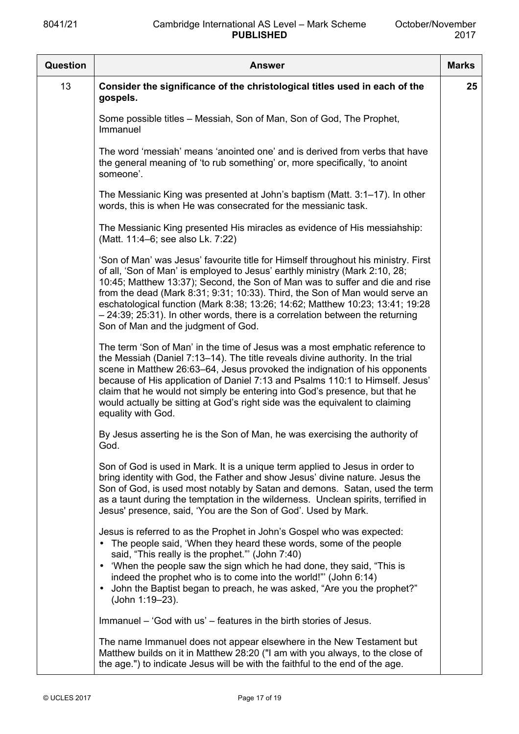| Question | Answer | Marks |
|---|---|---|
| 13 | **Consider the significance of the christological titles used in each of the gospels.**<br><br>Some possible titles – Messiah, Son of Man, Son of God, The Prophet, Immanuel<br><br>The word 'messiah' means 'anointed one' and is derived from verbs that have the general meaning of 'to rub something' or, more specifically, 'to anoint someone'.<br><br>The Messianic King was presented at John's baptism (Matt. 3:1–17). In other words, this is when He was consecrated for the messianic task.<br><br>The Messianic King presented His miracles as evidence of His messiahship: (Matt. 11:4–6; see also Lk. 7:22)<br><br>'Son of Man' was Jesus' favourite title for Himself throughout his ministry. First of all, 'Son of Man' is employed to Jesus' earthly ministry (Mark 2:10, 28; 10:45; Matthew 13:37); Second, the Son of Man was to suffer and die and rise from the dead (Mark 8:31; 9:31; 10:33). Third, the Son of Man would serve an eschatological function (Mark 8:38; 13:26; 14:62; Matthew 10:23; 13:41; 19:28 – 24:39; 25:31). In other words, there is a correlation between the returning Son of Man and the judgment of God.<br><br>The term 'Son of Man' in the time of Jesus was a most emphatic reference to the Messiah (Daniel 7:13–14). The title reveals divine authority. In the trial scene in Matthew 26:63–64, Jesus provoked the indignation of his opponents because of His application of Daniel 7:13 and Psalms 110:1 to Himself. Jesus' claim that he would not simply be entering into God's presence, but that he would actually be sitting at God's right side was the equivalent to claiming equality with God.<br><br>By Jesus asserting he is the Son of Man, he was exercising the authority of God.<br><br>Son of God is used in Mark. It is a unique term applied to Jesus in order to bring identity with God, the Father and show Jesus' divine nature. Jesus the Son of God, is used most notably by Satan and demons. Satan, used the term as a taunt during the temptation in the wilderness. Unclean spirits, terrified in Jesus' presence, said, 'You are the Son of God'. Used by Mark.<br><br>Jesus is referred to as the Prophet in John's Gospel who was expected:<br>• The people said, 'When they heard these words, some of the people said, "This really is the prophet."' (John 7:40)<br>• 'When the people saw the sign which he had done, they said, "This is indeed the prophet who is to come into the world!"' (John 6:14)<br>• John the Baptist began to preach, he was asked, "Are you the prophet?" (John 1:19–23).<br><br>Immanuel – 'God with us' – features in the birth stories of Jesus.<br><br>The name Immanuel does not appear elsewhere in the New Testament but Matthew builds on it in Matthew 28:20 ("I am with you always, to the close of the age.") to indicate Jesus will be with the faithful to the end of the age. | 25 |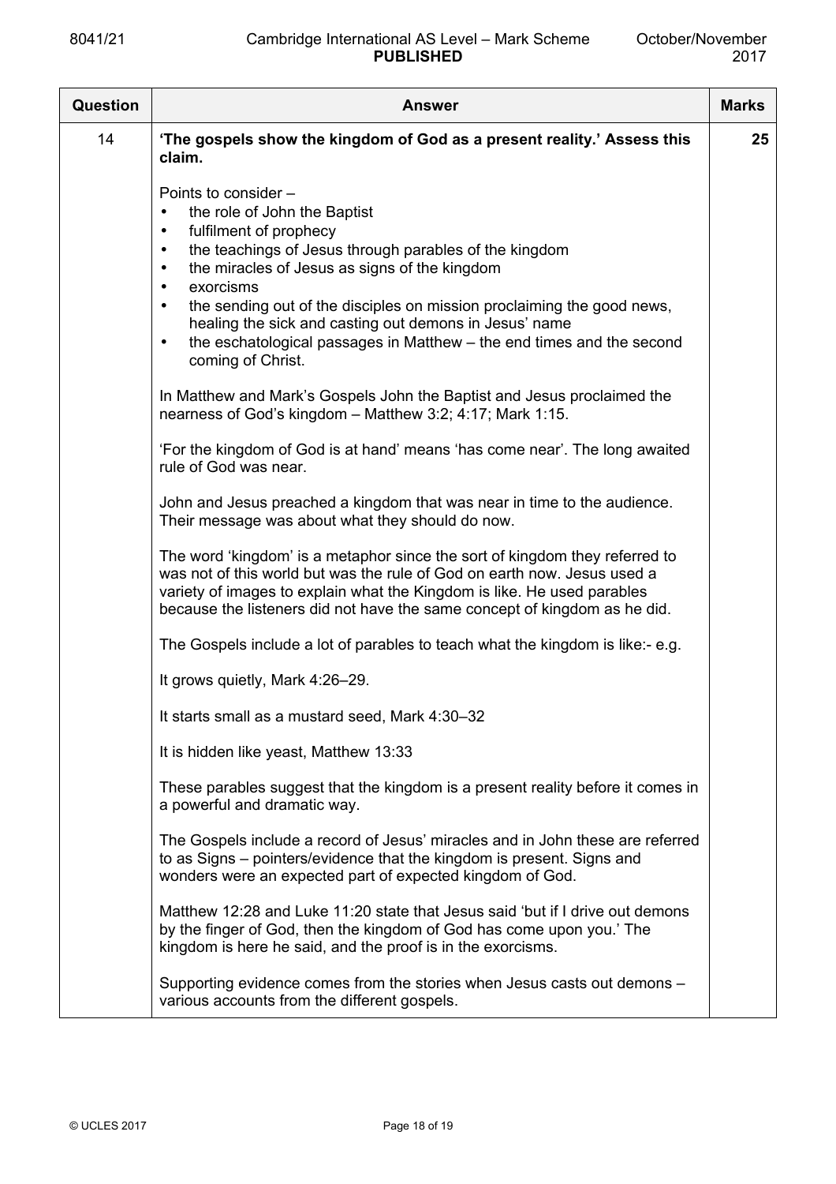| Question | Answer | Marks |
|---|---|---|
| 14 | **'The gospels show the kingdom of God as a present reality.' Assess this claim.**<br><br>Points to consider –<br>• the role of John the Baptist<br>• fulfilment of prophecy<br>• the teachings of Jesus through parables of the kingdom<br>• the miracles of Jesus as signs of the kingdom<br>• exorcisms<br>• the sending out of the disciples on mission proclaiming the good news, healing the sick and casting out demons in Jesus' name<br>• the eschatological passages in Matthew – the end times and the second coming of Christ.<br><br>In Matthew and Mark's Gospels John the Baptist and Jesus proclaimed the nearness of God's kingdom – Matthew 3:2; 4:17; Mark 1:15.<br><br>'For the kingdom of God is at hand' means 'has come near'. The long awaited rule of God was near.<br><br>John and Jesus preached a kingdom that was near in time to the audience. Their message was about what they should do now.<br><br>The word 'kingdom' is a metaphor since the sort of kingdom they referred to was not of this world but was the rule of God on earth now. Jesus used a variety of images to explain what the Kingdom is like. He used parables because the listeners did not have the same concept of kingdom as he did.<br><br>The Gospels include a lot of parables to teach what the kingdom is like:- e.g.<br><br>It grows quietly, Mark 4:26–29.<br><br>It starts small as a mustard seed, Mark 4:30–32<br><br>It is hidden like yeast, Matthew 13:33<br><br>These parables suggest that the kingdom is a present reality before it comes in a powerful and dramatic way.<br><br>The Gospels include a record of Jesus' miracles and in John these are referred to as Signs – pointers/evidence that the kingdom is present. Signs and wonders were an expected part of expected kingdom of God.<br><br>Matthew 12:28 and Luke 11:20 state that Jesus said 'but if I drive out demons by the finger of God, then the kingdom of God has come upon you.' The kingdom is here he said, and the proof is in the exorcisms.<br><br>Supporting evidence comes from the stories when Jesus casts out demons – various accounts from the different gospels. | 25 |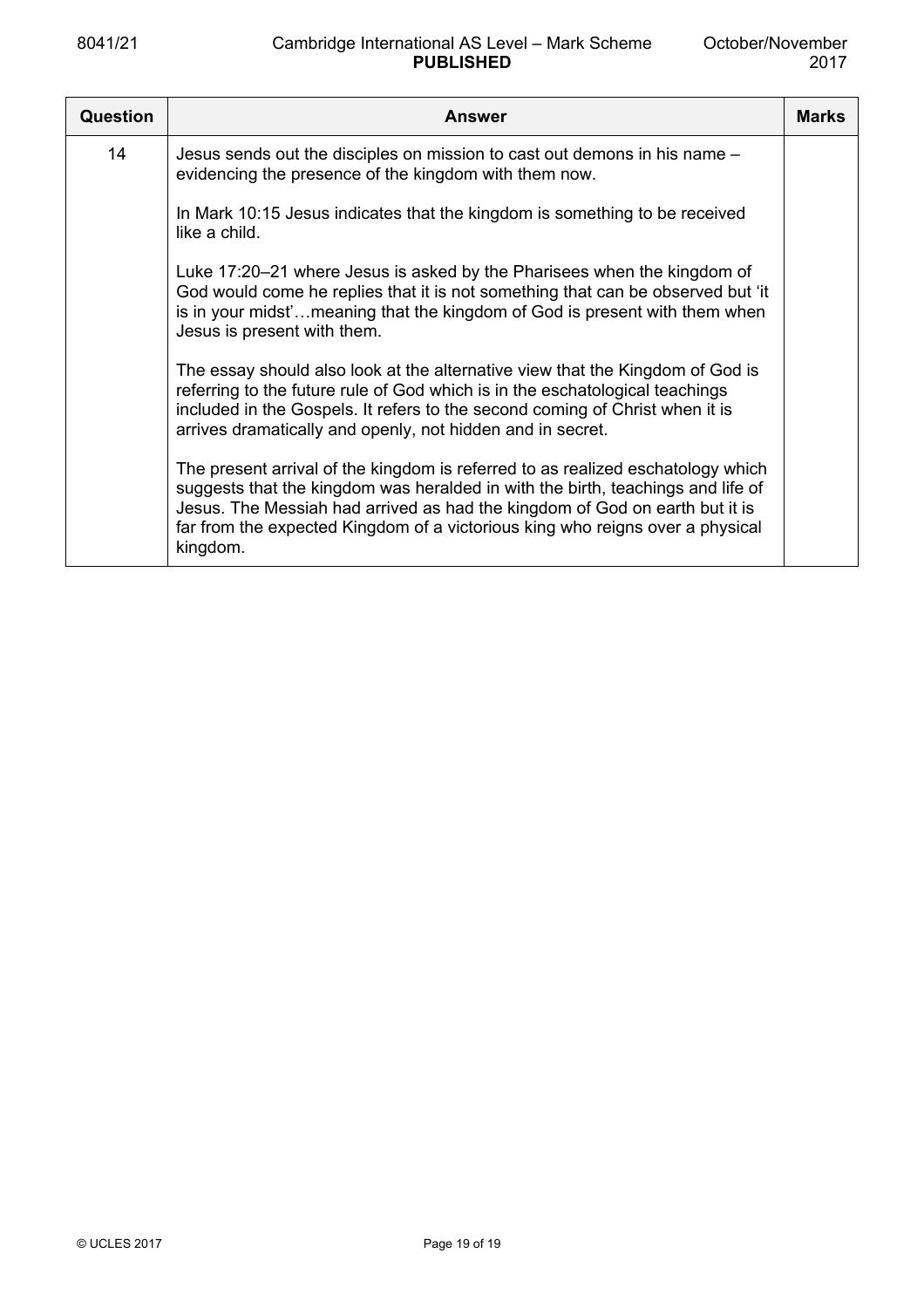| Question | Answer | Marks |
|---|---|---|
| 14 | Jesus sends out the disciples on mission to cast out demons in his name – evidencing the presence of the kingdom with them now.<br><br>In Mark 10:15 Jesus indicates that the kingdom is something to be received like a child.<br><br>Luke 17:20–21 where Jesus is asked by the Pharisees when the kingdom of God would come he replies that it is not something that can be observed but 'it is in your midst'…meaning that the kingdom of God is present with them when Jesus is present with them.<br><br>The essay should also look at the alternative view that the Kingdom of God is referring to the future rule of God which is in the eschatological teachings included in the Gospels. It refers to the second coming of Christ when it is arrives dramatically and openly, not hidden and in secret.<br><br>The present arrival of the kingdom is referred to as realized eschatology which suggests that the kingdom was heralded in with the birth, teachings and life of Jesus. The Messiah had arrived as had the kingdom of God on earth but it is far from the expected Kingdom of a victorious king who reigns over a physical kingdom. | |